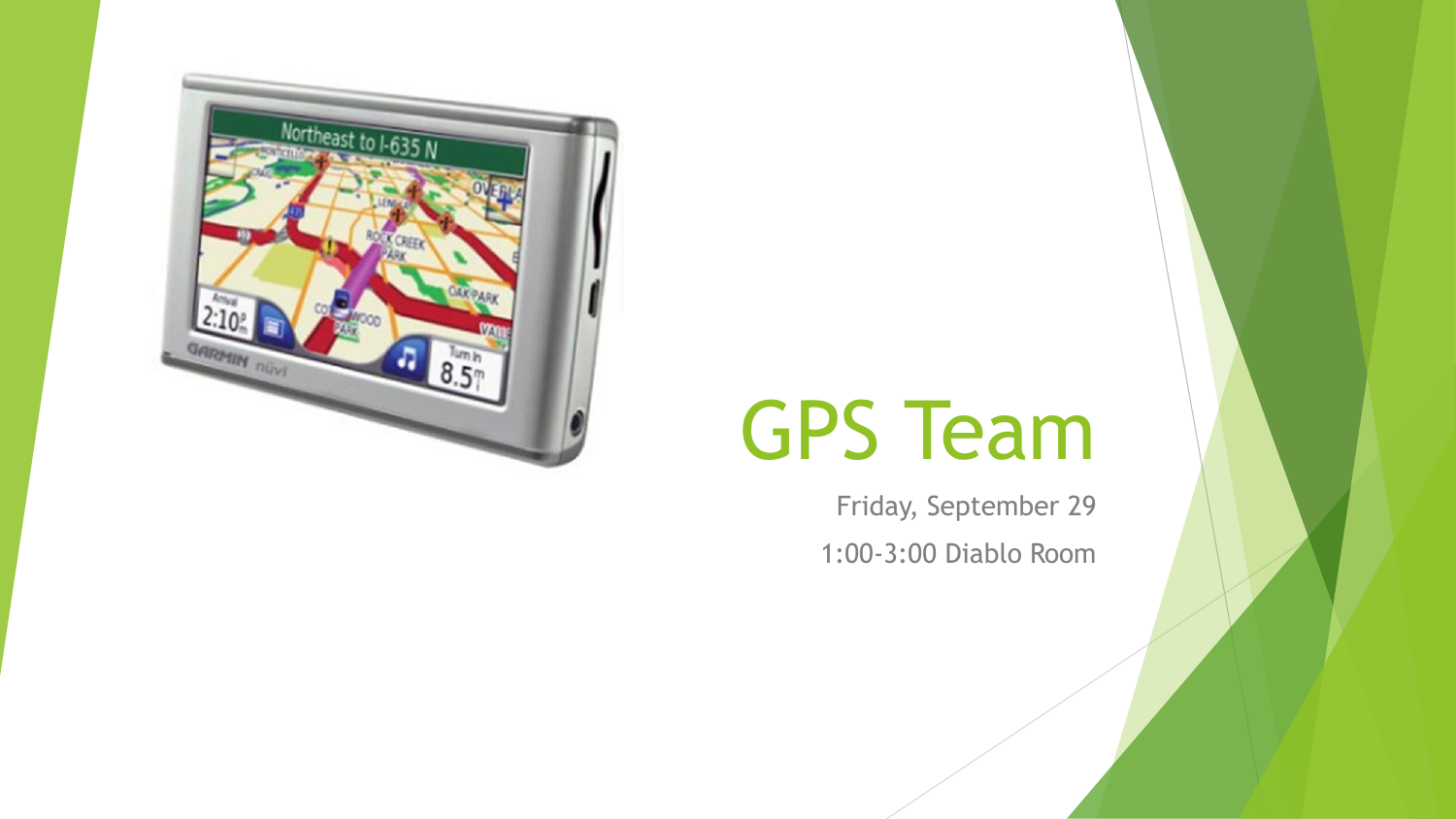# GPS Team

Friday, September 29

1:00-3:00 Diablo Room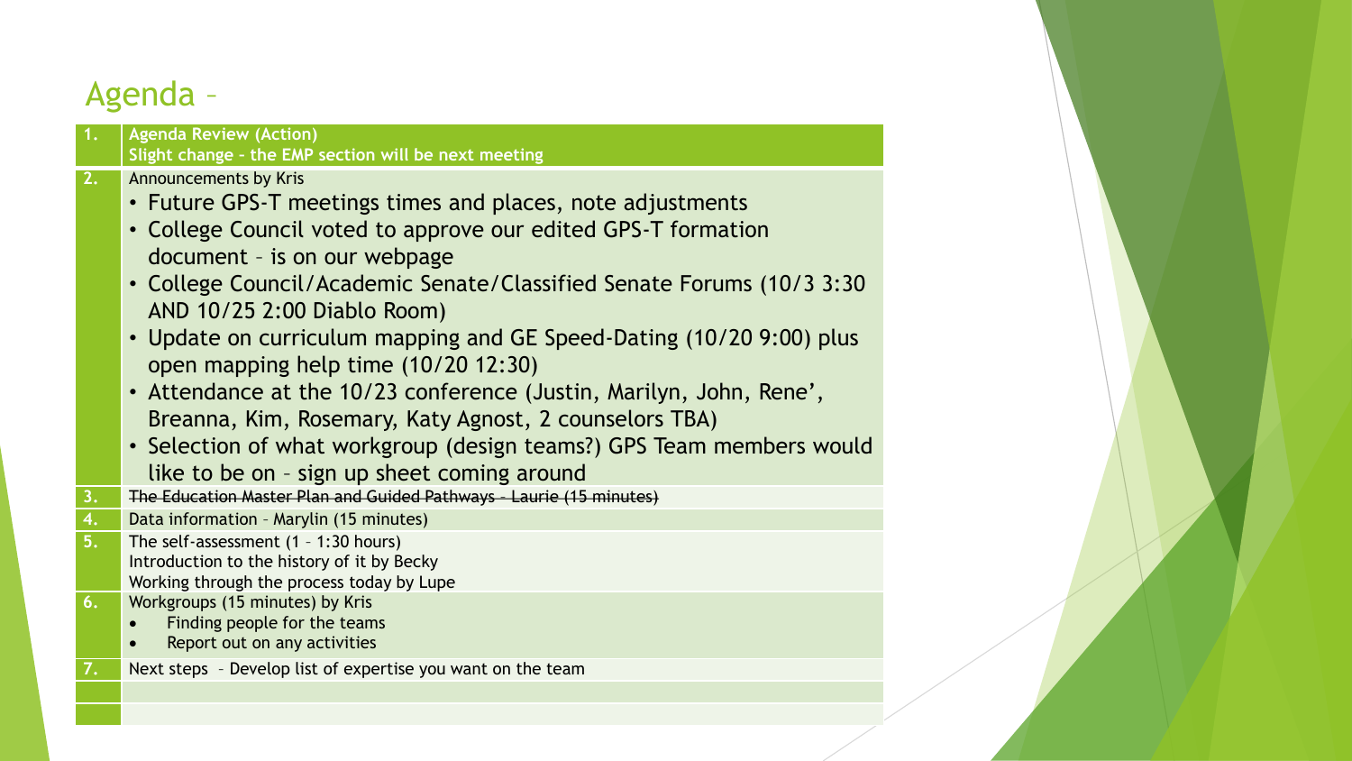# Agenda –

| | |
|---|---|
| **1.** | **Agenda Review (Action)**<br>**Slight change - the EMP section will be next meeting** |
| **2.** | Announcements by Kris<br>• Future GPS-T meetings times and places, note adjustments<br>• College Council voted to approve our edited GPS-T formation document – is on our webpage<br>• College Council/Academic Senate/Classified Senate Forums (10/3 3:30 AND 10/25 2:00 Diablo Room)<br>• Update on curriculum mapping and GE Speed-Dating (10/20 9:00) plus open mapping help time (10/20 12:30)<br>• Attendance at the 10/23 conference (Justin, Marilyn, John, Rene', Breanna, Kim, Rosemary, Katy Agnost, 2 counselors TBA)<br>• Selection of what workgroup (design teams?) GPS Team members would like to be on – sign up sheet coming around |
| **3.** | ~~The Education Master Plan and Guided Pathways – Laurie (15 minutes)~~ |
| **4.** | Data information – Marylin (15 minutes) |
| **5.** | The self-assessment (1 – 1:30 hours)<br>Introduction to the history of it by Becky<br>Working through the process today by Lupe |
| **6.** | Workgroups (15 minutes) by Kris<br>• Finding people for the teams<br>• Report out on any activities |
| **7.** | Next steps – Develop list of expertise you want on the team |
| | |
| | |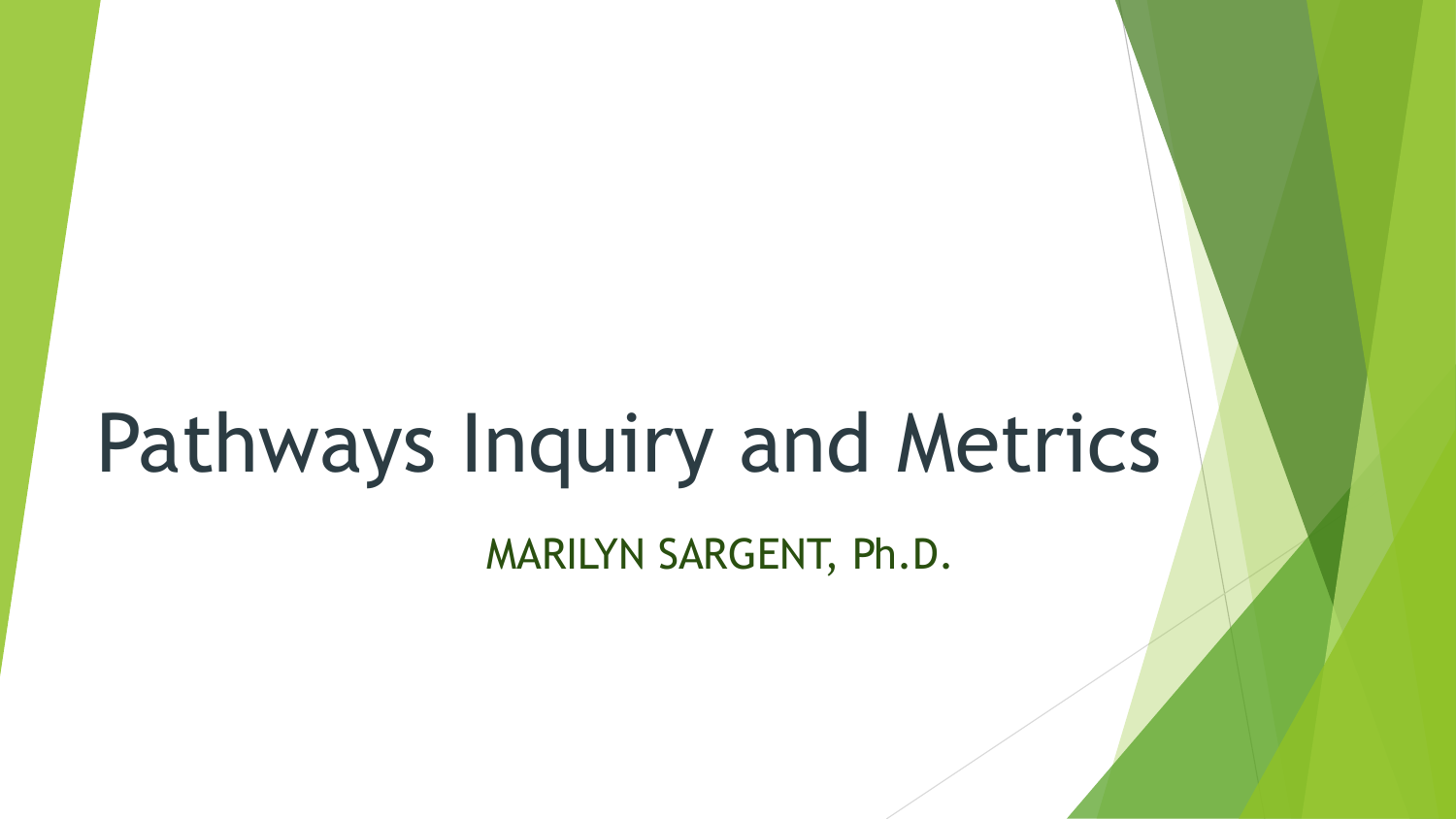# Pathways Inquiry and Metrics

MARILYN SARGENT, Ph.D.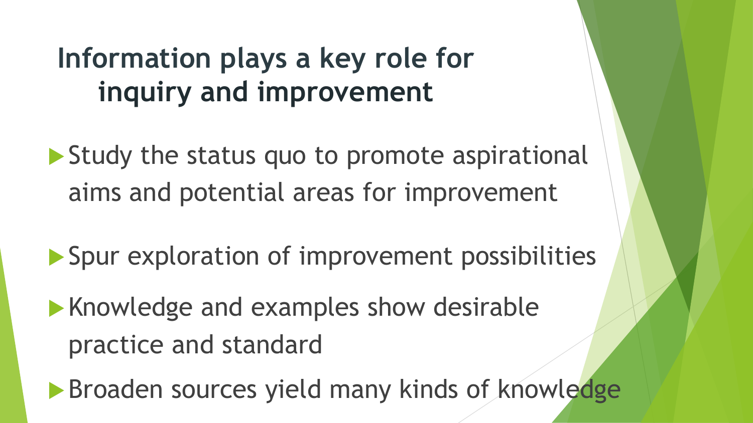# Information plays a key role for inquiry and improvement

- Study the status quo to promote aspirational aims and potential areas for improvement
- Spur exploration of improvement possibilities
- Knowledge and examples show desirable practice and standard
- Broaden sources yield many kinds of knowledge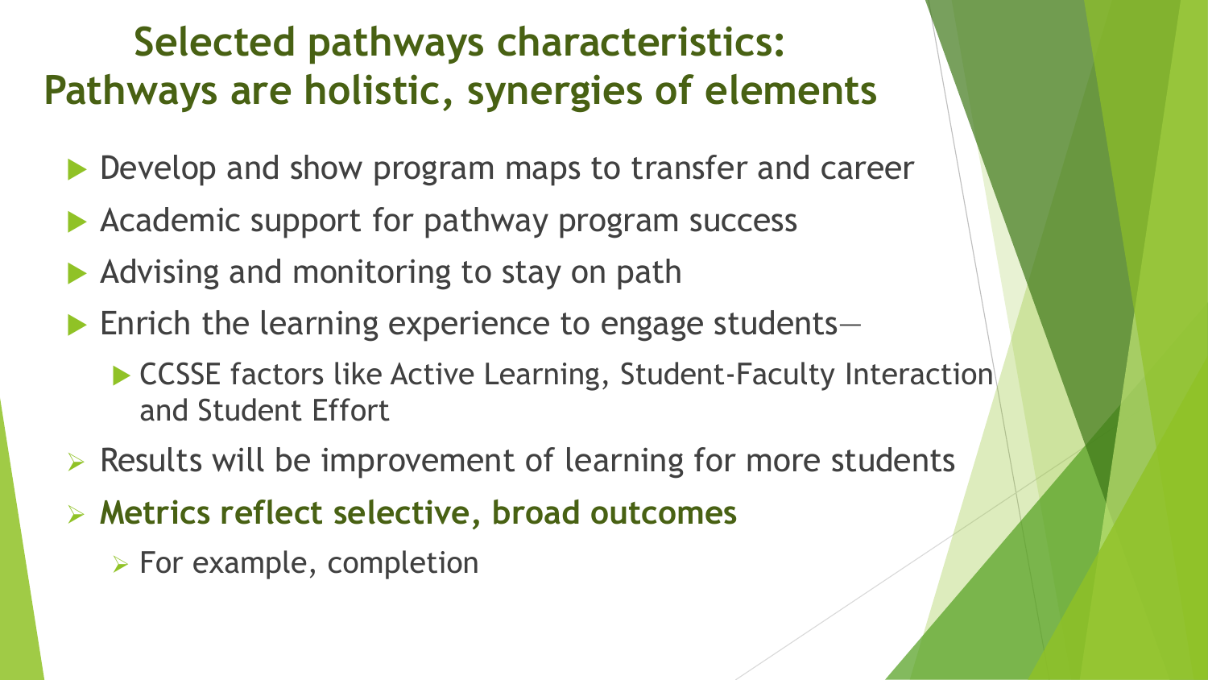# Selected pathways characteristics: Pathways are holistic, synergies of elements

- Develop and show program maps to transfer and career
- Academic support for pathway program success
- Advising and monitoring to stay on path
- Enrich the learning experience to engage students—
  - CCSSE factors like Active Learning, Student-Faculty Interaction and Student Effort
- Results will be improvement of learning for more students
- **Metrics reflect selective, broad outcomes**
  - For example, completion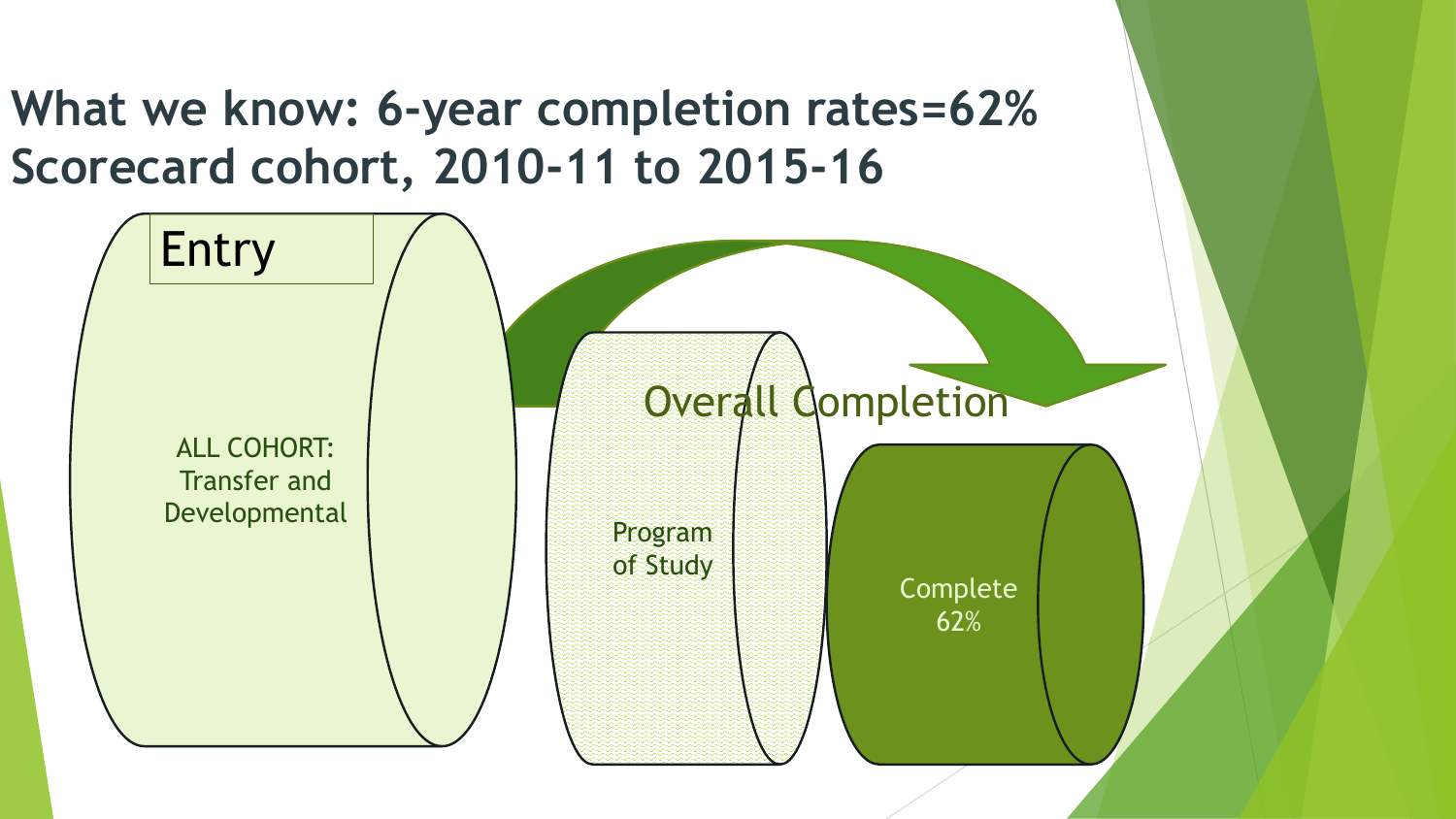# What we know: 6-year completion rates=62% Scorecard cohort, 2010-11 to 2015-16

Entry

ALL COHORT: Transfer and Developmental

Program of Study

Overall Completion

Complete 62%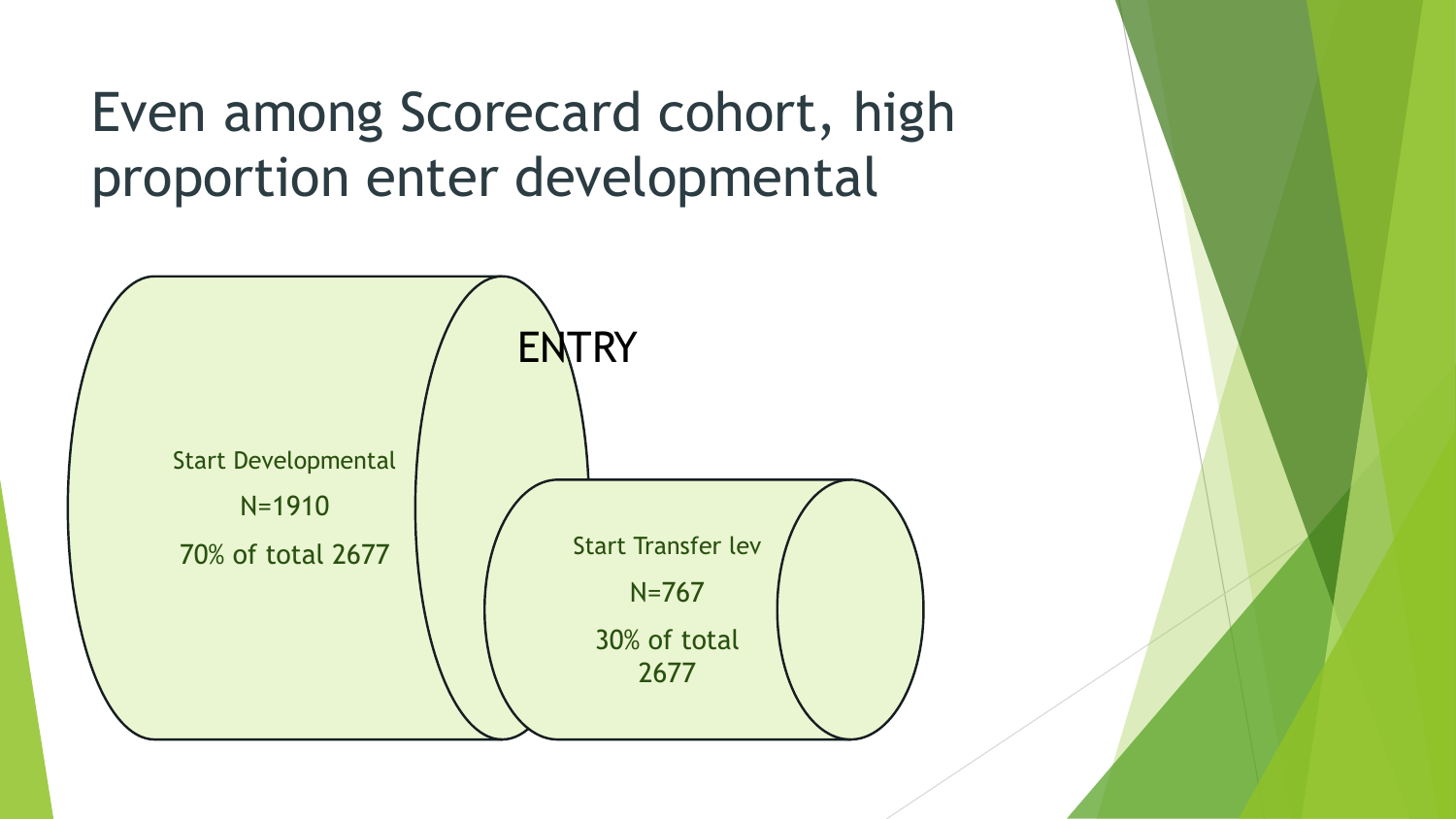# Even among Scorecard cohort, high proportion enter developmental

ENTRY

Start Developmental

N=1910

70% of total 2677

Start Transfer lev

N=767

30% of total 2677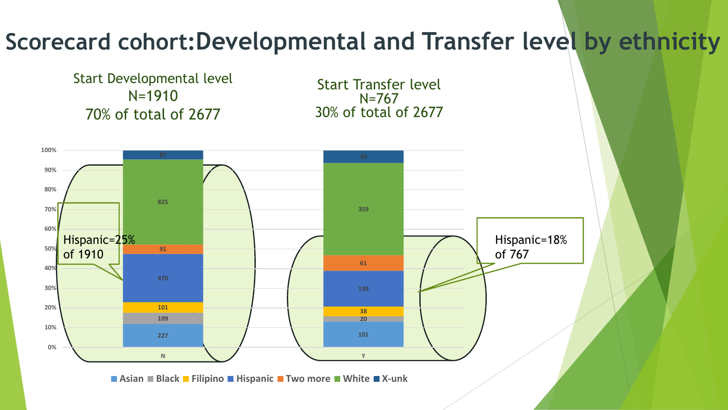# Scorecard cohort: Developmental and Transfer level by ethnicity

**Start Developmental level**
N=1910
70% of total of 2677

**Start Transfer level**
N=767
30% of total of 2677

| Ethnicity | N (Start Developmental) | Y (Start Transfer) |
| --- | --- | --- |
| Asian | 227 | 101 |
| Black | 109 | 20 |
| Filipino | 101 | 38 |
| Hispanic | 470 | 139 |
| Two more | 91 | 61 |
| White | 825 | 359 |
| X-unk | 87 | 49 |

Hispanic=25% of 1910

Hispanic=18% of 767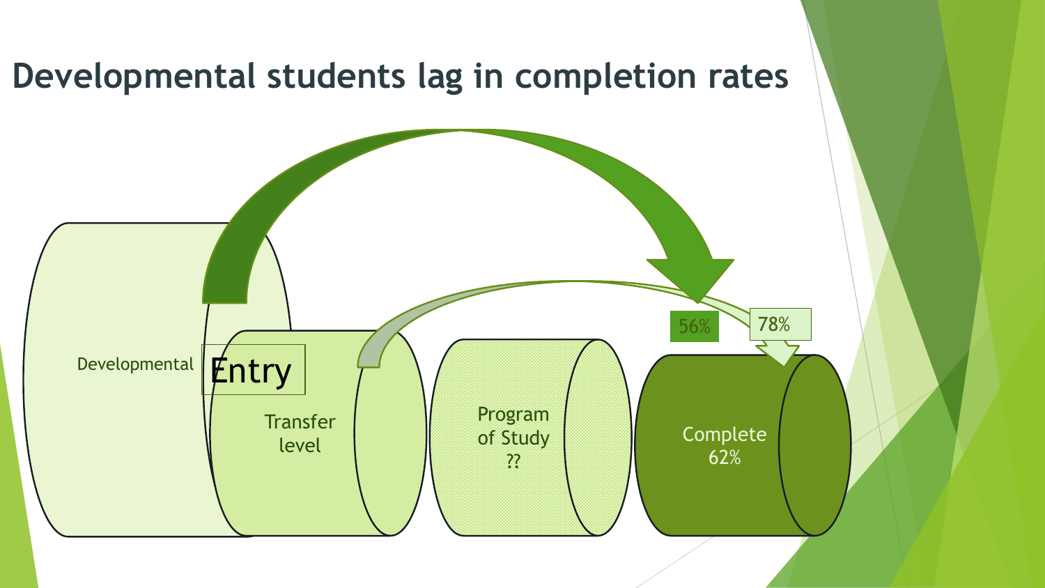# Developmental students lag in completion rates

Developmental

Entry

Transfer level

Program of Study ??

Complete 62%

56%

78%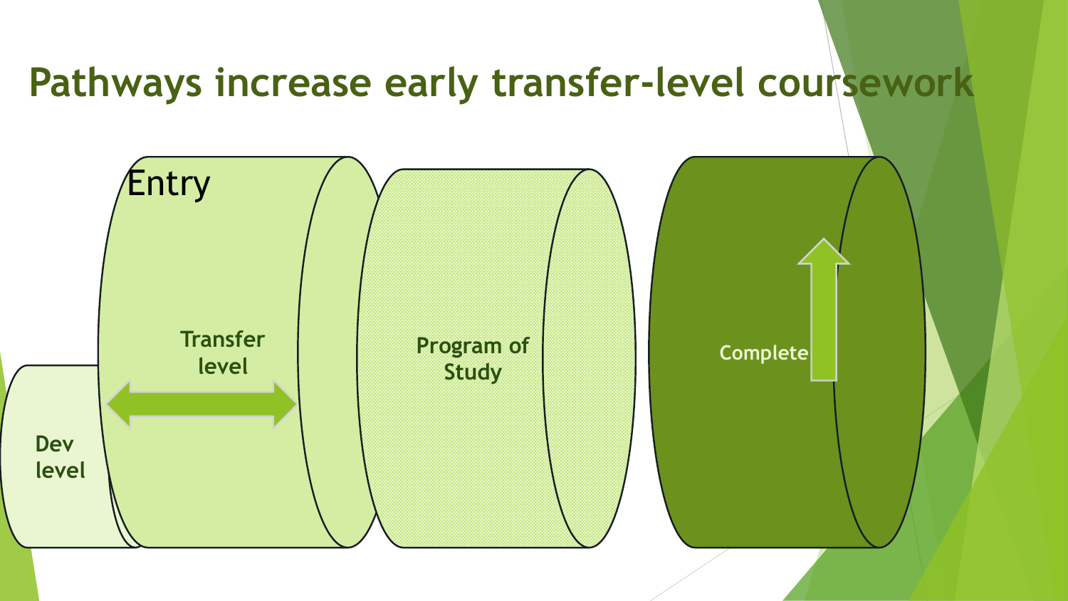# Pathways increase early transfer-level coursework

Entry

Dev level

Transfer level

Program of Study

Complete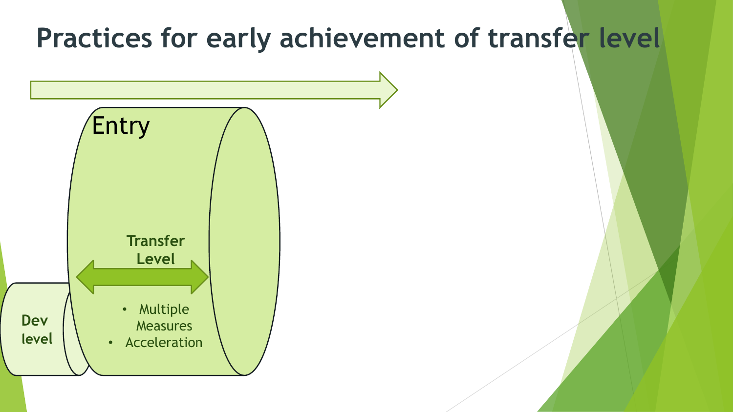# Practices for early achievement of transfer level

Entry

Dev level

Transfer Level

- Multiple Measures
- Acceleration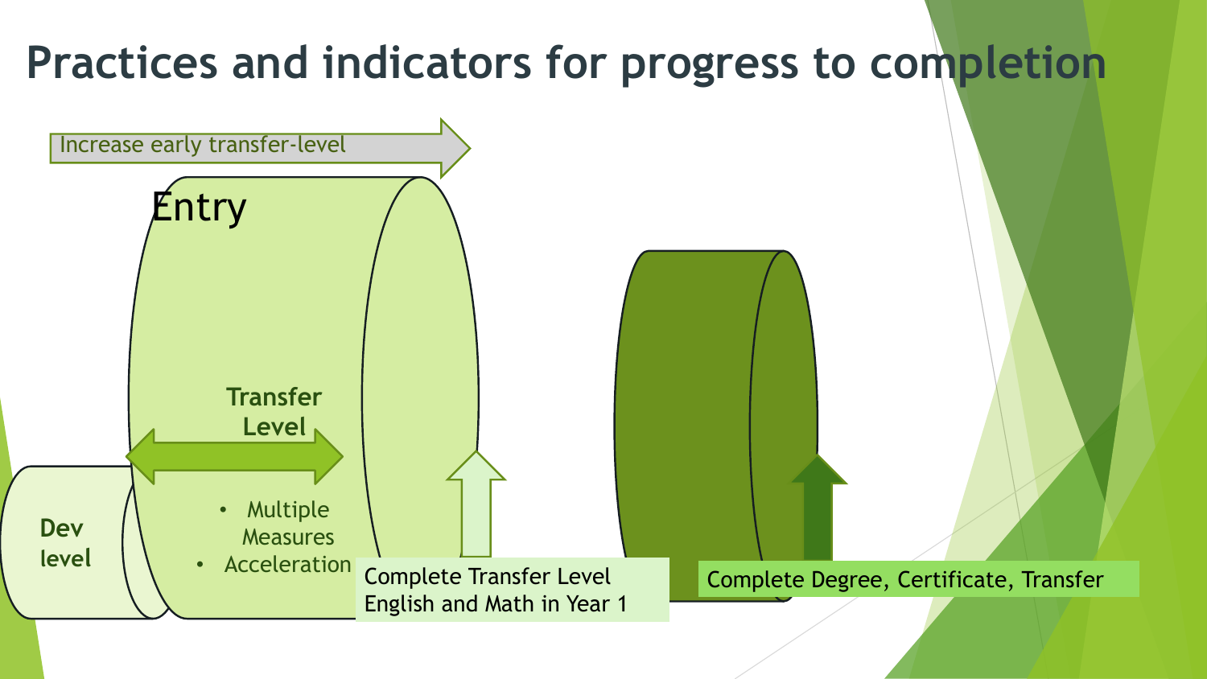# Practices and indicators for progress to completion

Increase early transfer-level

Entry

Transfer Level

Dev level

- Multiple Measures
- Acceleration

Complete Transfer Level English and Math in Year 1

Complete Degree, Certificate, Transfer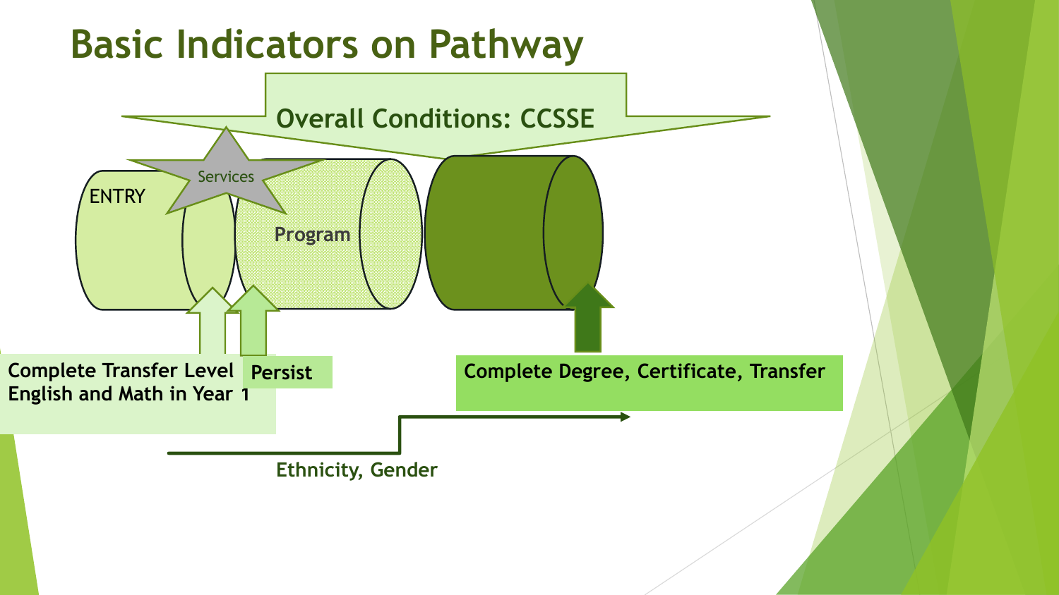# Basic Indicators on Pathway

Overall Conditions: CCSSE

Services

ENTRY

Program

Complete Transfer Level English and Math in Year 1

Persist

Complete Degree, Certificate, Transfer

Ethnicity, Gender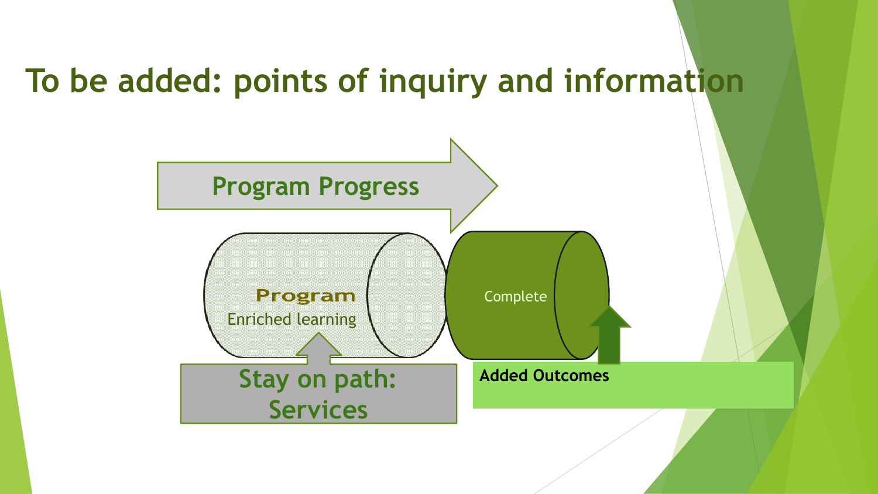# To be added: points of inquiry and information

Program Progress

**Program**
Enriched learning

Complete

Stay on path:
Services

**Added Outcomes**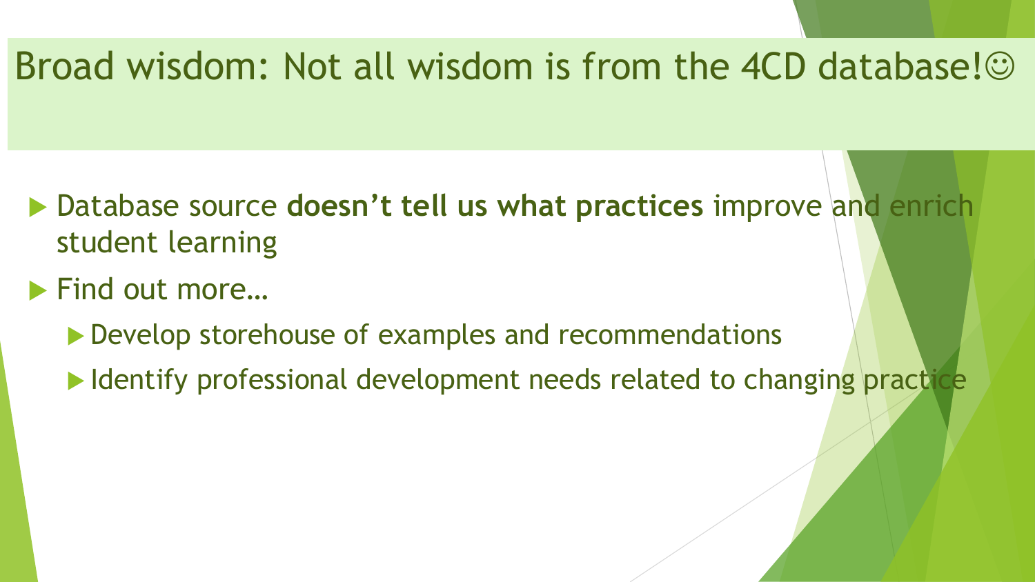# Broad wisdom: Not all wisdom is from the 4CD database!☺

- Database source **doesn't tell us what practices** improve and enrich student learning
- Find out more…
  - Develop storehouse of examples and recommendations
  - Identify professional development needs related to changing practice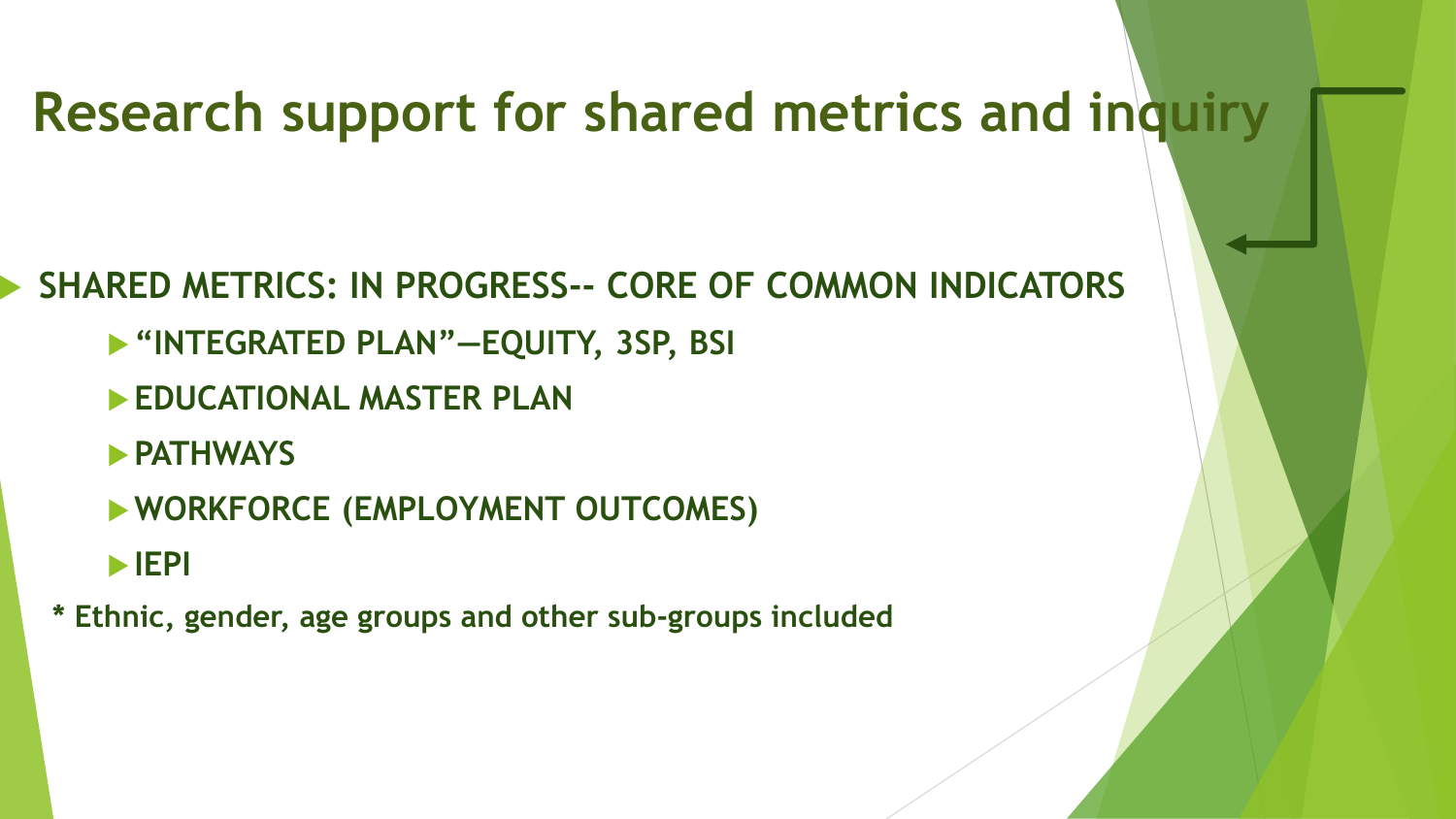# Research support for shared metrics and inquiry

- **SHARED METRICS: IN PROGRESS-- CORE OF COMMON INDICATORS**
  - **"INTEGRATED PLAN"—EQUITY, 3SP, BSI**
  - **EDUCATIONAL MASTER PLAN**
  - **PATHWAYS**
  - **WORKFORCE (EMPLOYMENT OUTCOMES)**
  - **IEPI**

**\* Ethnic, gender, age groups and other sub-groups included**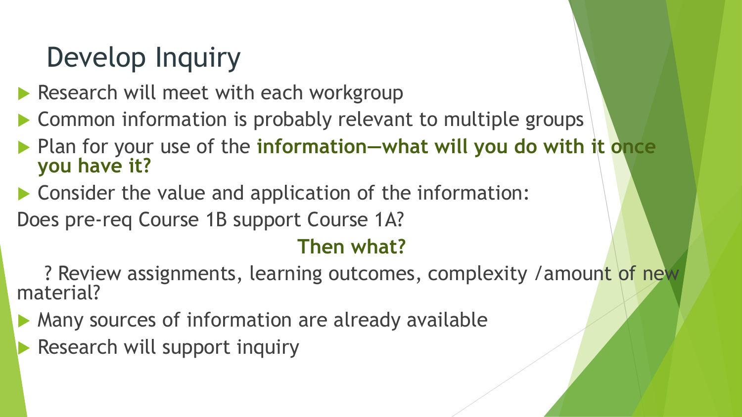# Develop Inquiry

- Research will meet with each workgroup
- Common information is probably relevant to multiple groups
- Plan for your use of the **information—what will you do with it once you have it?**
- Consider the value and application of the information:

Does pre-req Course 1B support Course 1A?

**Then what?**

? Review assignments, learning outcomes, complexity /amount of new material?

- Many sources of information are already available
- Research will support inquiry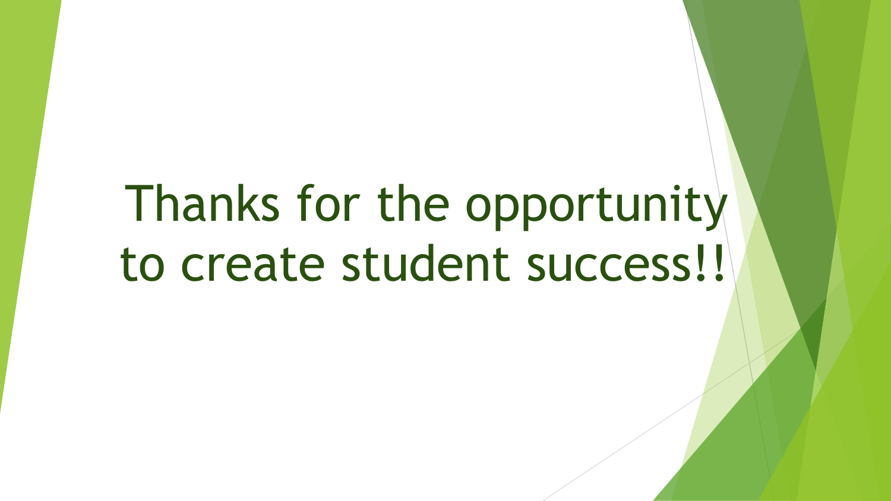# Thanks for the opportunity to create student success!!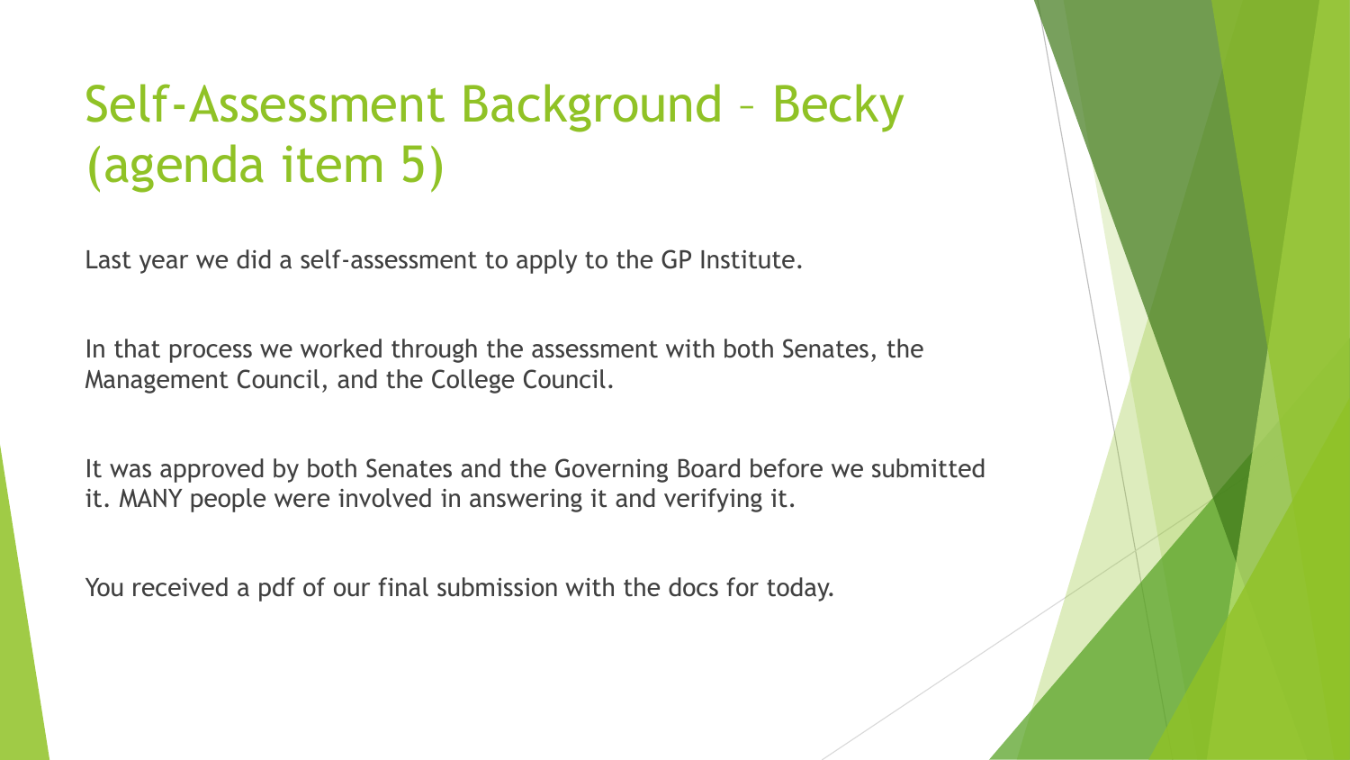# Self-Assessment Background – Becky (agenda item 5)

Last year we did a self-assessment to apply to the GP Institute.

In that process we worked through the assessment with both Senates, the Management Council, and the College Council.

It was approved by both Senates and the Governing Board before we submitted it. MANY people were involved in answering it and verifying it.

You received a pdf of our final submission with the docs for today.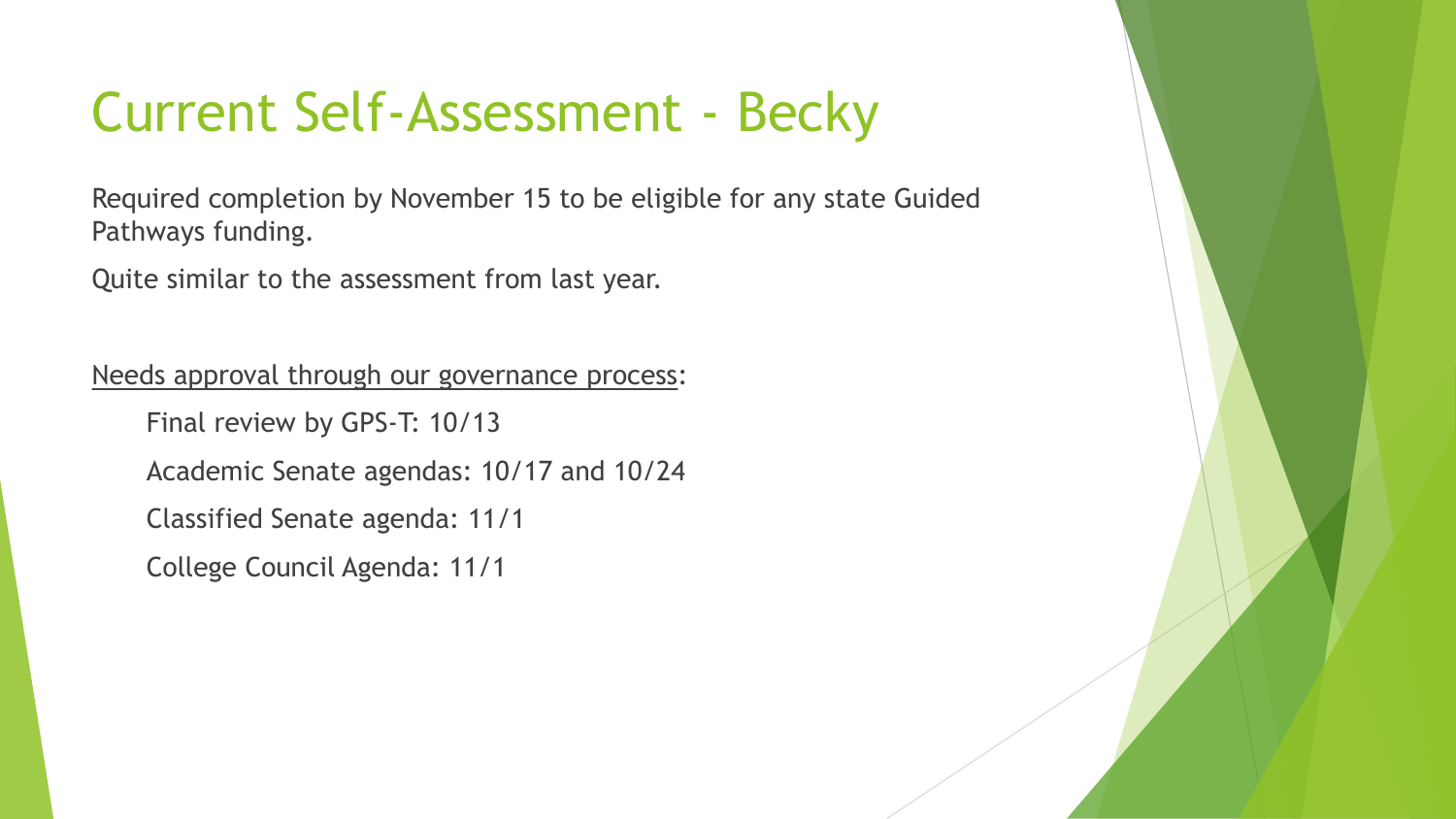# Current Self-Assessment - Becky

Required completion by November 15 to be eligible for any state Guided Pathways funding.

Quite similar to the assessment from last year.

<u>Needs approval through our governance process</u>:

- Final review by GPS-T: 10/13
- Academic Senate agendas: 10/17 and 10/24
- Classified Senate agenda: 11/1
- College Council Agenda: 11/1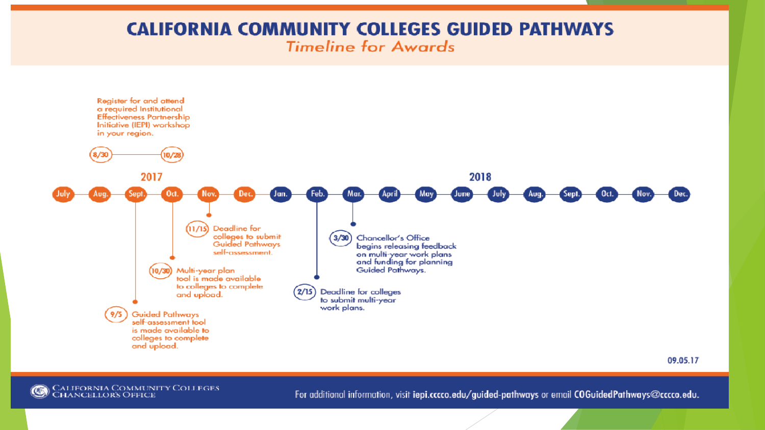# CALIFORNIA COMMUNITY COLLEGES GUIDED PATHWAYS

*Timeline for Awards*

**8/30 – 10/28:** Register for and attend a required Institutional Effectiveness Partnership Initiative (IEPI) workshop in your region.

**2017**

July — Aug. — Sept. — Oct. — Nov. — Dec. — Jan. — Feb. — Mar. — April — May — June — July — Aug. — Sept. — Oct. — Nov. — Dec.

**2018**

- **9/5** Guided Pathways self-assessment tool is made available to colleges to complete and upload.
- **10/30** Multi-year plan tool is made available to colleges to complete and upload.
- **11/15** Deadline for colleges to submit Guided Pathways self-assessment.
- **2/15** Deadline for colleges to submit multi-year work plans.
- **3/30** Chancellor's Office begins releasing feedback on multi-year work plans and funding for planning Guided Pathways.

09.05.17

California Community Colleges Chancellor's Office

For additional information, visit **iepi.cccco.edu/guided-pathways** or email **COGuidedPathways@cccco.edu**.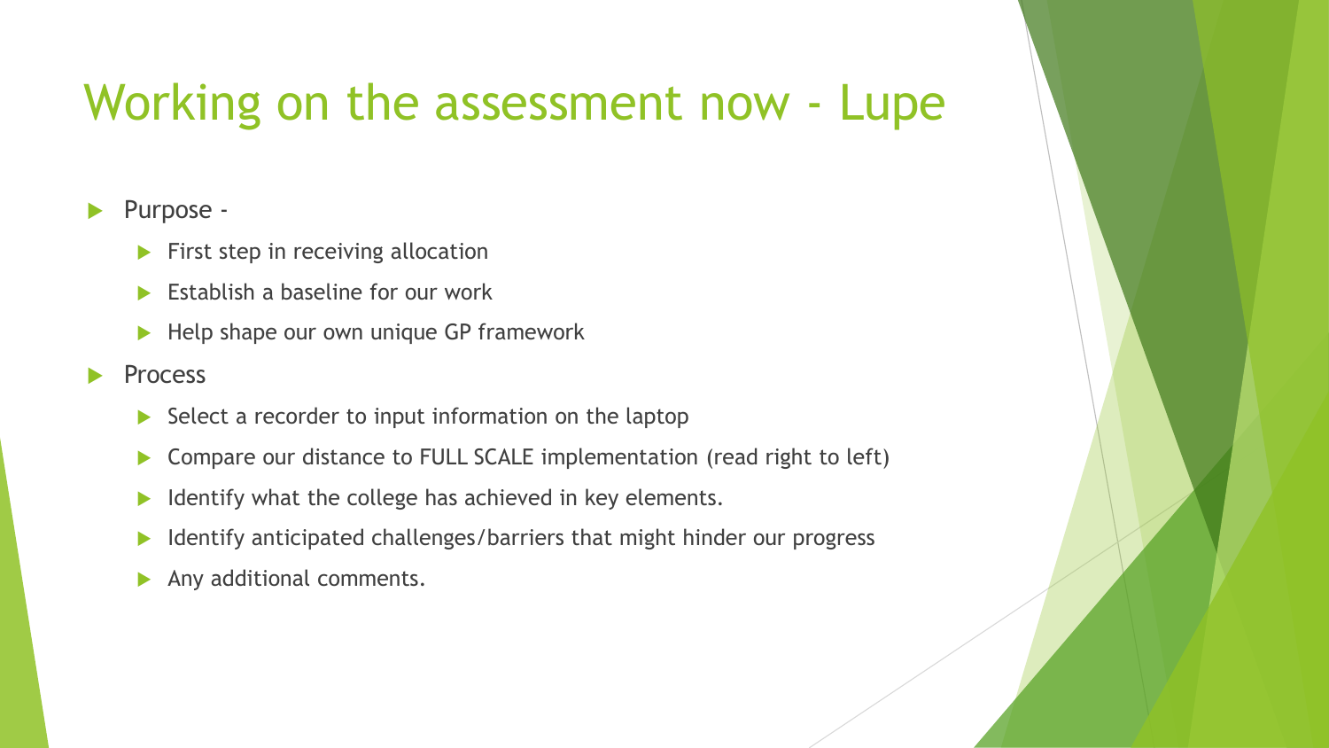# Working on the assessment now - Lupe

- Purpose -
  - First step in receiving allocation
  - Establish a baseline for our work
  - Help shape our own unique GP framework
- Process
  - Select a recorder to input information on the laptop
  - Compare our distance to FULL SCALE implementation (read right to left)
  - Identify what the college has achieved in key elements.
  - Identify anticipated challenges/barriers that might hinder our progress
  - Any additional comments.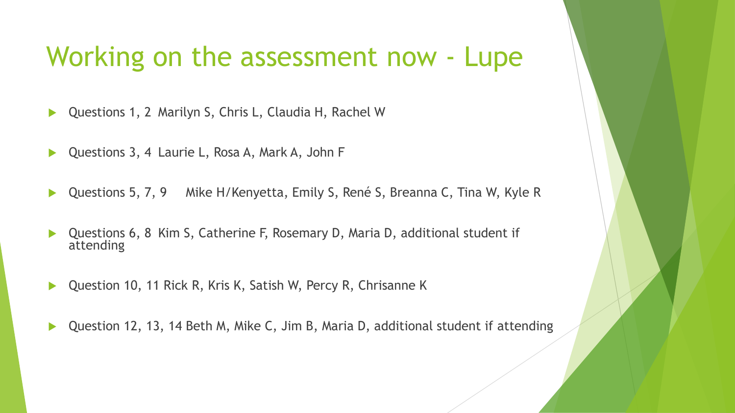# Working on the assessment now - Lupe

- Questions 1, 2 Marilyn S, Chris L, Claudia H, Rachel W
- Questions 3, 4 Laurie L, Rosa A, Mark A, John F
- Questions 5, 7, 9 Mike H/Kenyetta, Emily S, René S, Breanna C, Tina W, Kyle R
- Questions 6, 8 Kim S, Catherine F, Rosemary D, Maria D, additional student if attending
- Question 10, 11 Rick R, Kris K, Satish W, Percy R, Chrisanne K
- Question 12, 13, 14 Beth M, Mike C, Jim B, Maria D, additional student if attending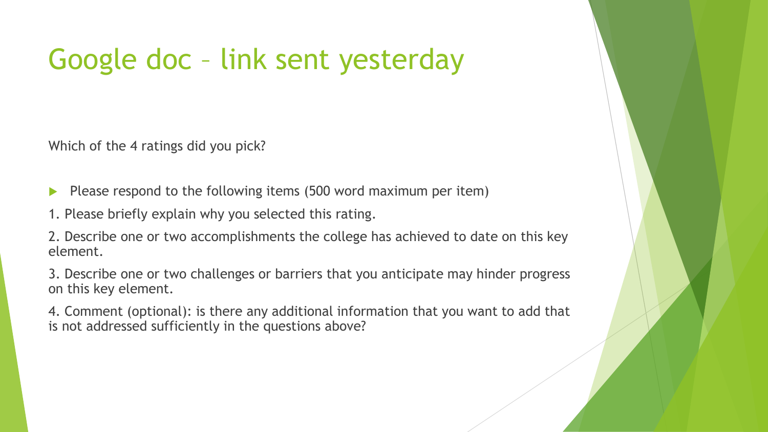# Google doc – link sent yesterday

Which of the 4 ratings did you pick?

- Please respond to the following items (500 word maximum per item)

1. Please briefly explain why you selected this rating.
2. Describe one or two accomplishments the college has achieved to date on this key element.
3. Describe one or two challenges or barriers that you anticipate may hinder progress on this key element.
4. Comment (optional): is there any additional information that you want to add that is not addressed sufficiently in the questions above?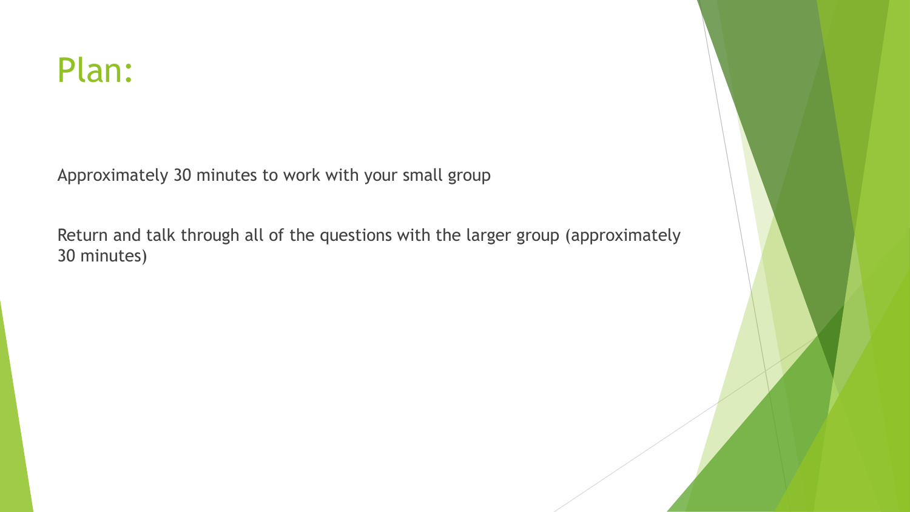# Plan:

Approximately 30 minutes to work with your small group

Return and talk through all of the questions with the larger group (approximately 30 minutes)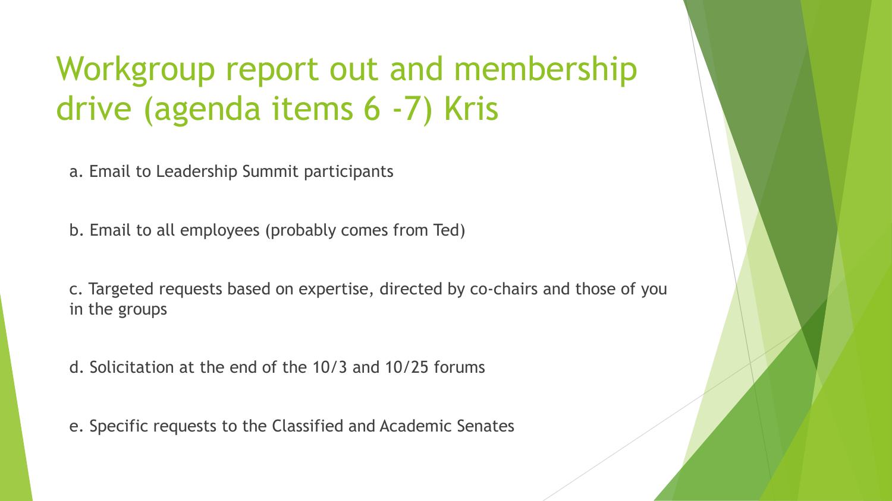# Workgroup report out and membership drive (agenda items 6 -7) Kris

a. Email to Leadership Summit participants

b. Email to all employees (probably comes from Ted)

c. Targeted requests based on expertise, directed by co-chairs and those of you in the groups

d. Solicitation at the end of the 10/3 and 10/25 forums

e. Specific requests to the Classified and Academic Senates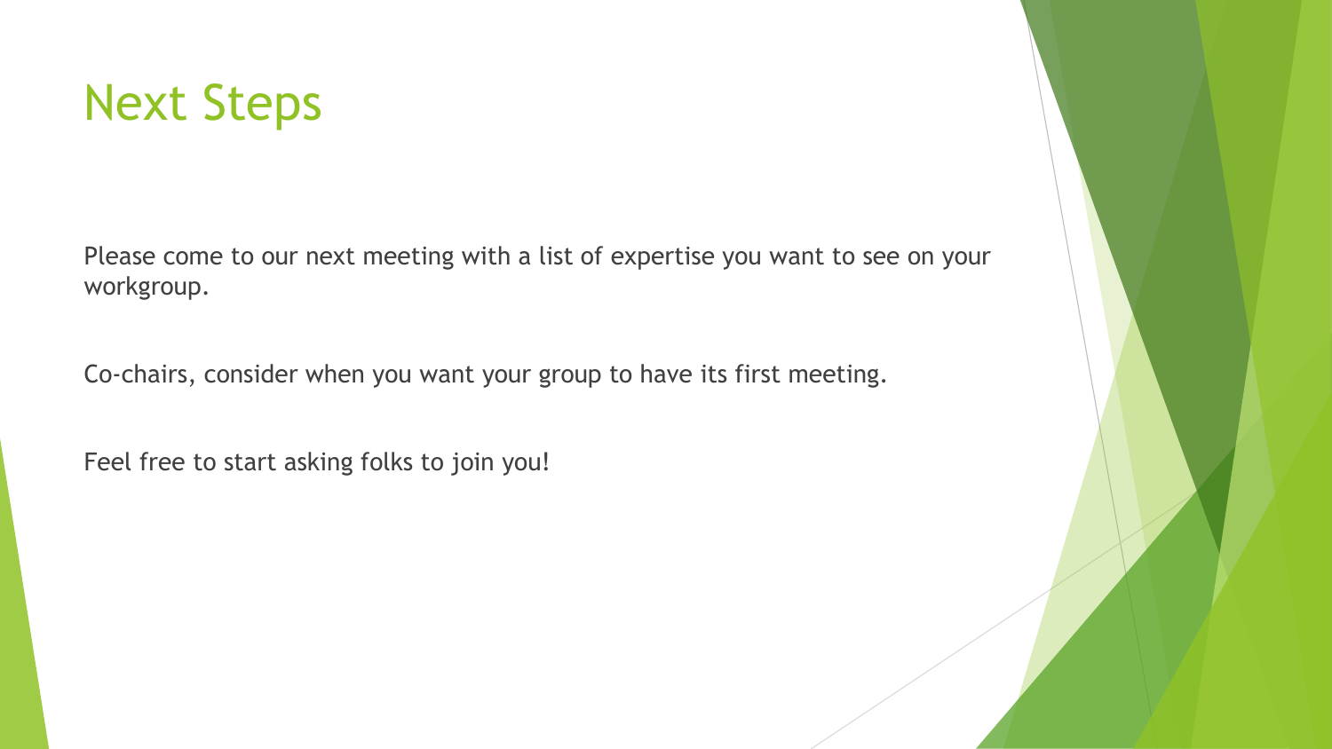# Next Steps

Please come to our next meeting with a list of expertise you want to see on your workgroup.

Co-chairs, consider when you want your group to have its first meeting.

Feel free to start asking folks to join you!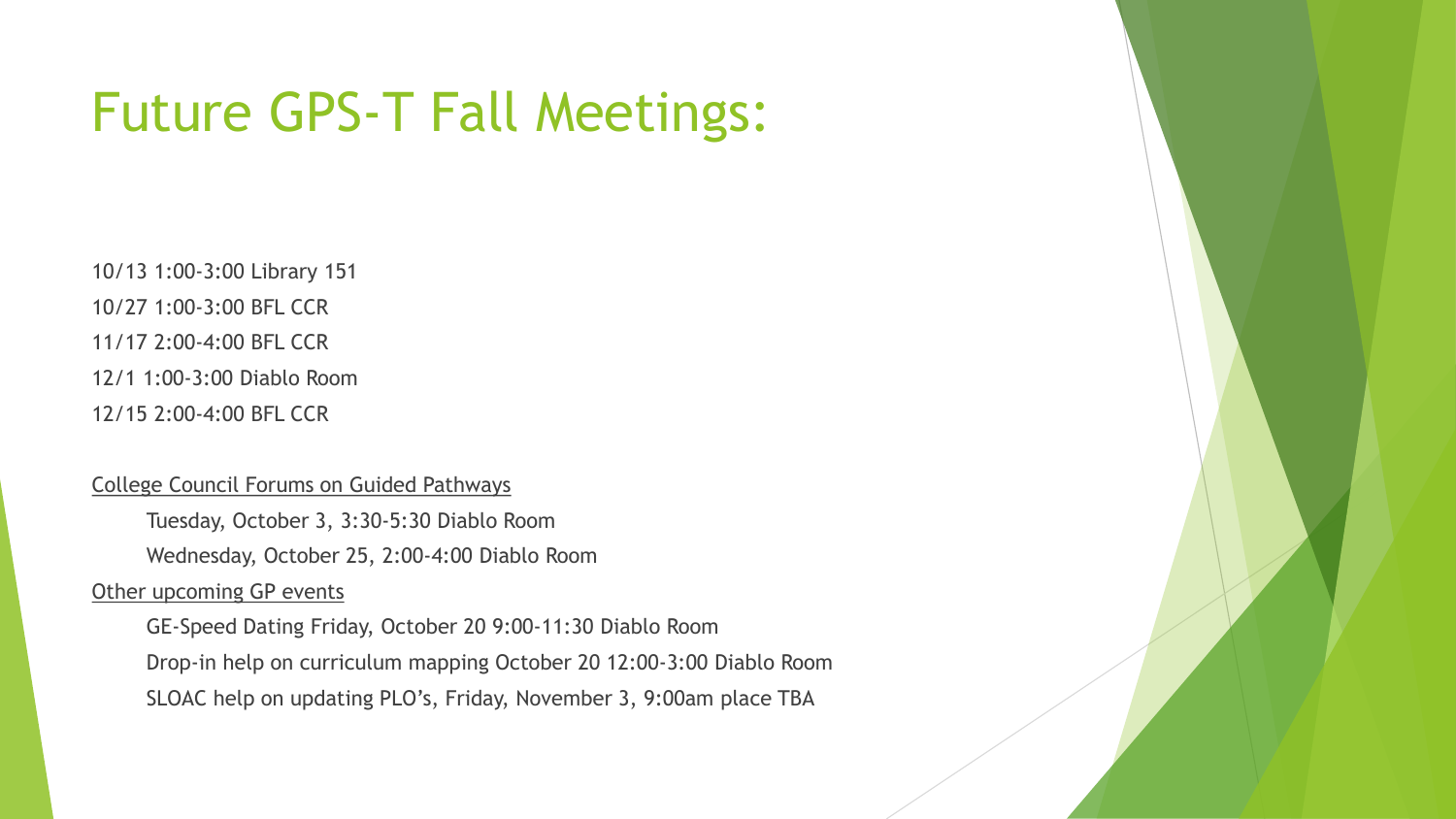# Future GPS-T Fall Meetings:

10/13 1:00-3:00 Library 151
10/27 1:00-3:00 BFL CCR
11/17 2:00-4:00 BFL CCR
12/1 1:00-3:00 Diablo Room
12/15 2:00-4:00 BFL CCR

<u>College Council Forums on Guided Pathways</u>

Tuesday, October 3, 3:30-5:30 Diablo Room
Wednesday, October 25, 2:00-4:00 Diablo Room

<u>Other upcoming GP events</u>

GE-Speed Dating Friday, October 20 9:00-11:30 Diablo Room
Drop-in help on curriculum mapping October 20 12:00-3:00 Diablo Room
SLOAC help on updating PLO's, Friday, November 3, 9:00am place TBA